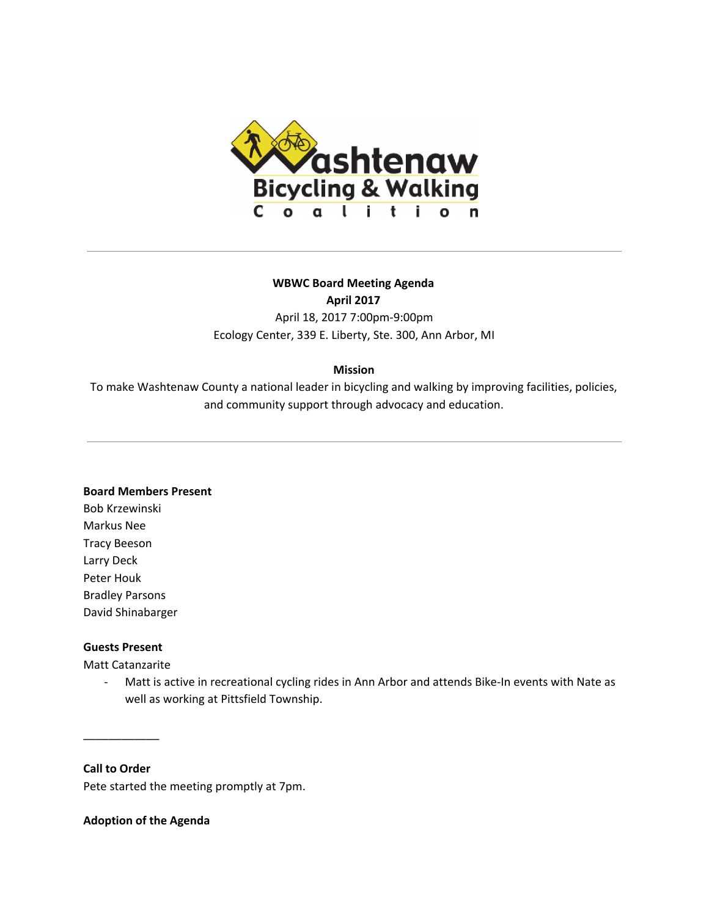**WBWC Board Meeting Agenda**
**April 2017**
April 18, 2017 7:00pm-9:00pm
Ecology Center, 339 E. Liberty, Ste. 300, Ann Arbor, MI

**Mission**
To make Washtenaw County a national leader in bicycling and walking by improving facilities, policies, and community support through advocacy and education.

---

**Board Members Present**
Bob Krzewinski
Markus Nee
Tracy Beeson
Larry Deck
Peter Houk
Bradley Parsons
David Shinabarger

**Guests Present**
Matt Catanzarite

- Matt is active in recreational cycling rides in Ann Arbor and attends Bike-In events with Nate as well as working at Pittsfield Township.

____________

**Call to Order**
Pete started the meeting promptly at 7pm.

**Adoption of the Agenda**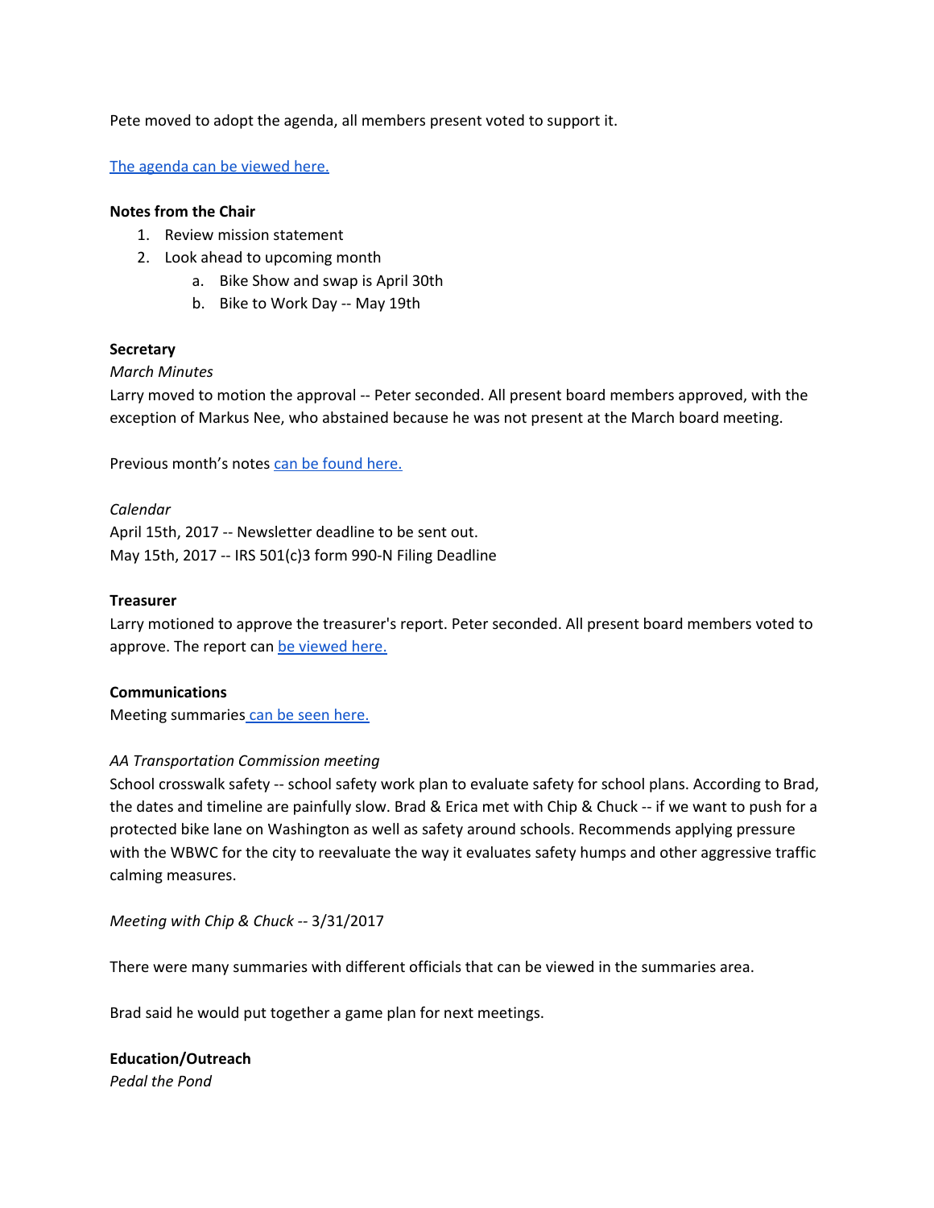Pete moved to adopt the agenda, all members present voted to support it.

[The agenda can be viewed here.]

**Notes from the Chair**

1. Review mission statement
2. Look ahead to upcoming month
   a. Bike Show and swap is April 30th
   b. Bike to Work Day -- May 19th

**Secretary**

*March Minutes*

Larry moved to motion the approval -- Peter seconded. All present board members approved, with the exception of Markus Nee, who abstained because he was not present at the March board meeting.

Previous month's notes can be found here.

*Calendar*

April 15th, 2017 -- Newsletter deadline to be sent out.
May 15th, 2017 -- IRS 501(c)3 form 990-N Filing Deadline

**Treasurer**

Larry motioned to approve the treasurer's report. Peter seconded. All present board members voted to approve. The report can be viewed here.

**Communications**

Meeting summaries can be seen here.

*AA Transportation Commission meeting*

School crosswalk safety -- school safety work plan to evaluate safety for school plans. According to Brad, the dates and timeline are painfully slow. Brad & Erica met with Chip & Chuck -- if we want to push for a protected bike lane on Washington as well as safety around schools. Recommends applying pressure with the WBWC for the city to reevaluate the way it evaluates safety humps and other aggressive traffic calming measures.

*Meeting with Chip & Chuck* -- 3/31/2017

There were many summaries with different officials that can be viewed in the summaries area.

Brad said he would put together a game plan for next meetings.

**Education/Outreach**

*Pedal the Pond*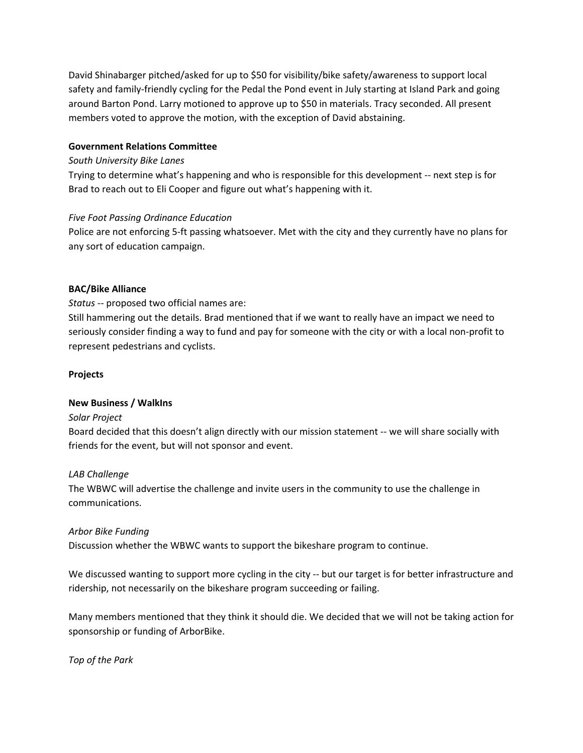David Shinabarger pitched/asked for up to $50 for visibility/bike safety/awareness to support local safety and family-friendly cycling for the Pedal the Pond event in July starting at Island Park and going around Barton Pond. Larry motioned to approve up to $50 in materials. Tracy seconded. All present members voted to approve the motion, with the exception of David abstaining.

**Government Relations Committee**

*South University Bike Lanes*

Trying to determine what's happening and who is responsible for this development -- next step is for Brad to reach out to Eli Cooper and figure out what's happening with it.

*Five Foot Passing Ordinance Education*

Police are not enforcing 5-ft passing whatsoever. Met with the city and they currently have no plans for any sort of education campaign.

**BAC/Bike Alliance**

*Status* -- proposed two official names are:

Still hammering out the details. Brad mentioned that if we want to really have an impact we need to seriously consider finding a way to fund and pay for someone with the city or with a local non-profit to represent pedestrians and cyclists.

**Projects**

**New Business / WalkIns**

*Solar Project*

Board decided that this doesn't align directly with our mission statement -- we will share socially with friends for the event, but will not sponsor and event.

*LAB Challenge*

The WBWC will advertise the challenge and invite users in the community to use the challenge in communications.

*Arbor Bike Funding*

Discussion whether the WBWC wants to support the bikeshare program to continue.

We discussed wanting to support more cycling in the city -- but our target is for better infrastructure and ridership, not necessarily on the bikeshare program succeeding or failing.

Many members mentioned that they think it should die. We decided that we will not be taking action for sponsorship or funding of ArborBike.

*Top of the Park*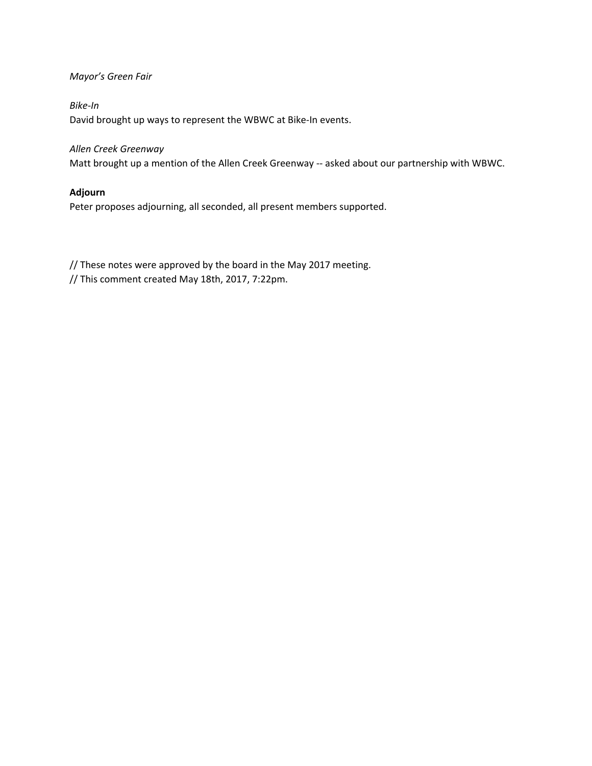*Mayor's Green Fair*

*Bike-In*
David brought up ways to represent the WBWC at Bike-In events.

*Allen Creek Greenway*
Matt brought up a mention of the Allen Creek Greenway -- asked about our partnership with WBWC.

**Adjourn**
Peter proposes adjourning, all seconded, all present members supported.

// These notes were approved by the board in the May 2017 meeting.
// This comment created May 18th, 2017, 7:22pm.